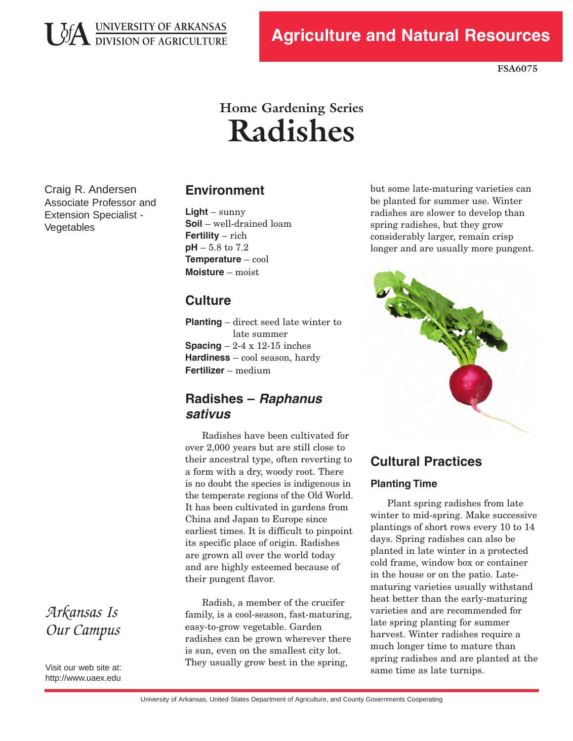UNIVERSITY OF ARKANSAS
DIVISION OF AGRICULTURE

**Agriculture and Natural Resources**

**FSA6075**

## Home Gardening Series

# Radishes

Craig R. Andersen
Associate Professor and Extension Specialist - Vegetables

## Environment

**Light** – sunny
**Soil** – well-drained loam
**Fertility** – rich
**pH** – 5.8 to 7.2
**Temperature** – cool
**Moisture** – moist

## Culture

**Planting** – direct seed late winter to late summer
**Spacing** – 2-4 x 12-15 inches
**Hardiness** – cool season, hardy
**Fertilizer** – medium

## Radishes – *Raphanus sativus*

Radishes have been cultivated for over 2,000 years but are still close to their ancestral type, often reverting to a form with a dry, woody root. There is no doubt the species is indigenous in the temperate regions of the Old World. It has been cultivated in gardens from China and Japan to Europe since earliest times. It is difficult to pinpoint its specific place of origin. Radishes are grown all over the world today and are highly esteemed because of their pungent flavor.

Radish, a member of the crucifer family, is a cool-season, fast-maturing, easy-to-grow vegetable. Garden radishes can be grown wherever there is sun, even on the smallest city lot. They usually grow best in the spring, but some late-maturing varieties can be planted for summer use. Winter radishes are slower to develop than spring radishes, but they grow considerably larger, remain crisp longer and are usually more pungent.

## Cultural Practices

### Planting Time

Plant spring radishes from late winter to mid-spring. Make successive plantings of short rows every 10 to 14 days. Spring radishes can also be planted in late winter in a protected cold frame, window box or container in the house or on the patio. Late-maturing varieties usually withstand heat better than the early-maturing varieties and are recommended for late spring planting for summer harvest. Winter radishes require a much longer time to mature than spring radishes and are planted at the same time as late turnips.

*Arkansas Is Our Campus*

Visit our web site at: http://www.uaex.edu

University of Arkansas, United States Department of Agriculture, and County Governments Cooperating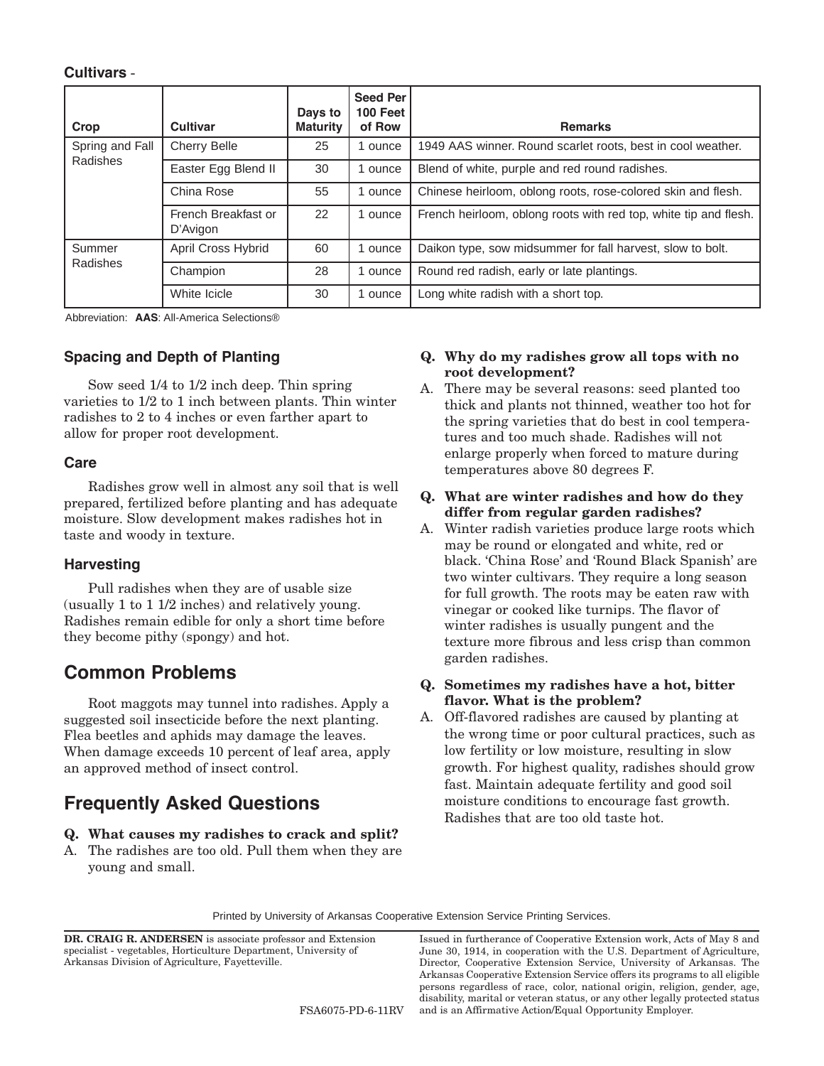**Cultivars** -

| Crop | Cultivar | Days to Maturity | Seed Per 100 Feet of Row | Remarks |
|---|---|---|---|---|
| Spring and Fall Radishes | Cherry Belle | 25 | 1 ounce | 1949 AAS winner. Round scarlet roots, best in cool weather. |
| | Easter Egg Blend II | 30 | 1 ounce | Blend of white, purple and red round radishes. |
| | China Rose | 55 | 1 ounce | Chinese heirloom, oblong roots, rose-colored skin and flesh. |
| | French Breakfast or D'Avigon | 22 | 1 ounce | French heirloom, oblong roots with red top, white tip and flesh. |
| Summer Radishes | April Cross Hybrid | 60 | 1 ounce | Daikon type, sow midsummer for fall harvest, slow to bolt. |
| | Champion | 28 | 1 ounce | Round red radish, early or late plantings. |
| | White Icicle | 30 | 1 ounce | Long white radish with a short top. |

Abbreviation: **AAS**: All-America Selections®

### Spacing and Depth of Planting

Sow seed 1/4 to 1/2 inch deep. Thin spring varieties to 1/2 to 1 inch between plants. Thin winter radishes to 2 to 4 inches or even farther apart to allow for proper root development.

### Care

Radishes grow well in almost any soil that is well prepared, fertilized before planting and has adequate moisture. Slow development makes radishes hot in taste and woody in texture.

### Harvesting

Pull radishes when they are of usable size (usually 1 to 1 1/2 inches) and relatively young. Radishes remain edible for only a short time before they become pithy (spongy) and hot.

## Common Problems

Root maggots may tunnel into radishes. Apply a suggested soil insecticide before the next planting. Flea beetles and aphids may damage the leaves. When damage exceeds 10 percent of leaf area, apply an approved method of insect control.

## Frequently Asked Questions

**Q. What causes my radishes to crack and split?**

A. The radishes are too old. Pull them when they are young and small.

**Q. Why do my radishes grow all tops with no root development?**

A. There may be several reasons: seed planted too thick and plants not thinned, weather too hot for the spring varieties that do best in cool temperatures and too much shade. Radishes will not enlarge properly when forced to mature during temperatures above 80 degrees F.

**Q. What are winter radishes and how do they differ from regular garden radishes?**

A. Winter radish varieties produce large roots which may be round or elongated and white, red or black. 'China Rose' and 'Round Black Spanish' are two winter cultivars. They require a long season for full growth. The roots may be eaten raw with vinegar or cooked like turnips. The flavor of winter radishes is usually pungent and the texture more fibrous and less crisp than common garden radishes.

**Q. Sometimes my radishes have a hot, bitter flavor. What is the problem?**

A. Off-flavored radishes are caused by planting at the wrong time or poor cultural practices, such as low fertility or low moisture, resulting in slow growth. For highest quality, radishes should grow fast. Maintain adequate fertility and good soil moisture conditions to encourage fast growth. Radishes that are too old taste hot.

Printed by University of Arkansas Cooperative Extension Service Printing Services.

**DR. CRAIG R. ANDERSEN** is associate professor and Extension specialist - vegetables, Horticulture Department, University of Arkansas Division of Agriculture, Fayetteville.

FSA6075-PD-6-11RV

Issued in furtherance of Cooperative Extension work, Acts of May 8 and June 30, 1914, in cooperation with the U.S. Department of Agriculture, Director, Cooperative Extension Service, University of Arkansas. The Arkansas Cooperative Extension Service offers its programs to all eligible persons regardless of race, color, national origin, religion, gender, age, disability, marital or veteran status, or any other legally protected status and is an Affirmative Action/Equal Opportunity Employer.